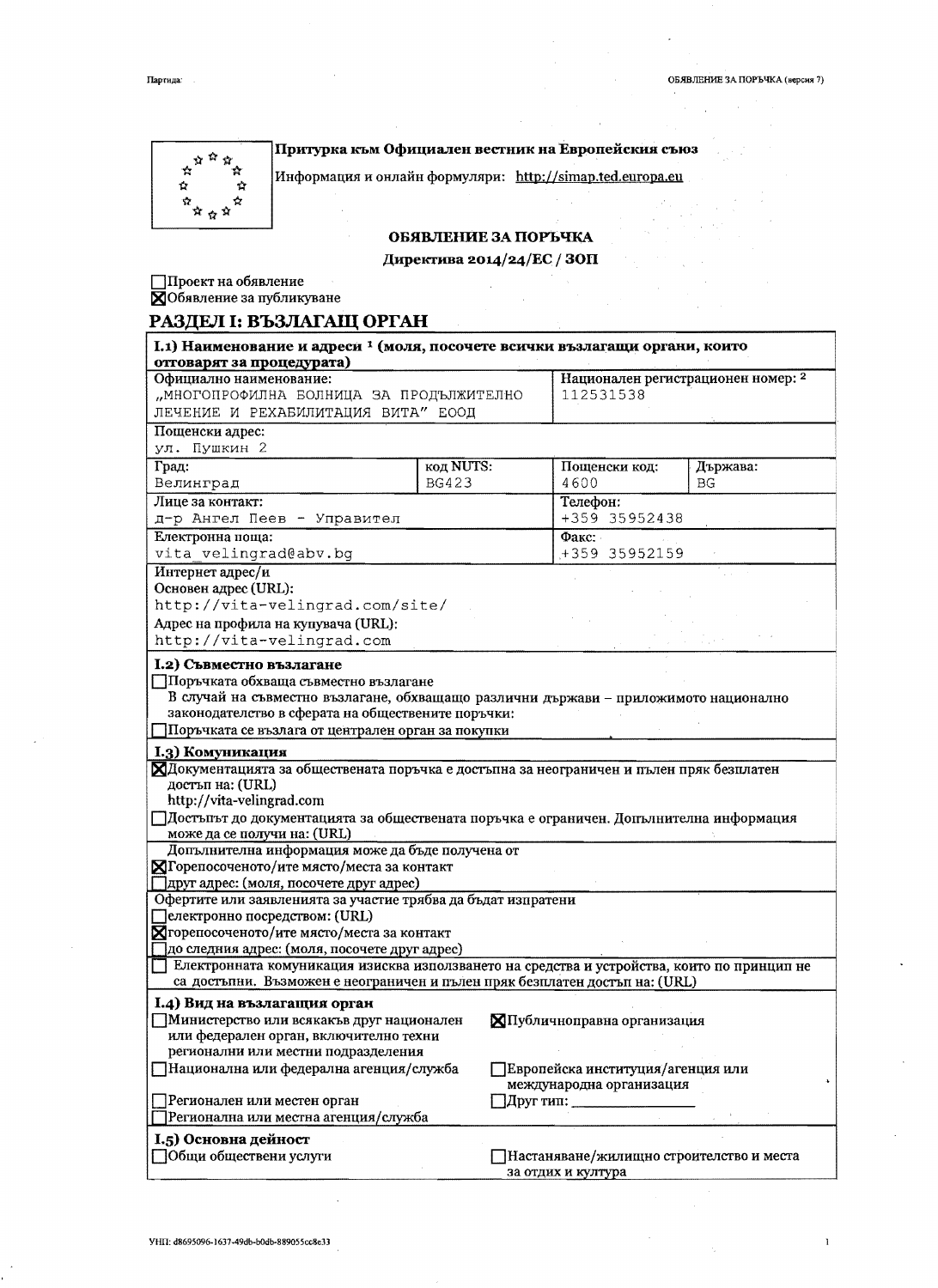**Притурка към Официален вестник на Европейския съюз**

Информация и онлайн формуляри: http://simap.ted.europa.eu

## ОБЯВЛЕНИЕ ЗА ПОРЪЧКА

**Директива 2014/24/ЕС / ЗОП**

☐ Проект на обявление
☒ Обявление за публикуване

## РАЗДЕЛ I: ВЪЗЛАГАЩ ОРГАН

**I.1) Наименование и адреси [1] (моля, посочете всички възлагащи органи, които отговарят за процедурата)**

| Официално наименование: | | Национален регистрационен номер: [2] | |
|---|---|---|---|
| „МНОГОПРОФИЛНА БОЛНИЦА ЗА ПРОДЪЛЖИТЕЛНО ЛЕЧЕНИЕ И РЕХАБИЛИТАЦИЯ ВИТА" ЕООД | | 112531538 | |
| Пощенски адрес: ул. Пушкин 2 | | | |
| Град: Велинград | код NUTS: BG423 | Пощенски код: 4600 | Държава: BG |
| Лице за контакт: д-р Ангел Пеев - Управител | | Телефон: +359 35952438 | |
| Електронна поща: vita_velingrad@abv.bg | | Факс: +359 35952159 | |

Интернет адрес/и

Основен адрес (URL): http://vita-velingrad.com/site/

Адрес на профила на купувача (URL): http://vita-velingrad.com

**I.2) Съвместно възлагане**

☐ Поръчката обхваща съвместно възлагане

В случай на съвместно възлагане, обхващащо различни държави – приложимото национално законодателство в сферата на обществените поръчки:

☐ Поръчката се възлага от централен орган за покупки

**I.3) Комуникация**

☒ Документацията за обществената поръчка е достъпна за неограничен и пълен пряк безплатен достъп на: (URL) http://vita-velingrad.com

☐ Достъпът до документацията за обществената поръчка е ограничен. Допълнителна информация може да се получи на: (URL)

Допълнителна информация може да бъде получена от
☒ Горепосоченото/ите място/места за контакт
☐ друг адрес: (моля, посочете друг адрес)

Офертите или заявленията за участие трябва да бъдат изпратени
☐ електронно посредством: (URL)
☒ горепосоченото/ите място/места за контакт
☐ до следния адрес: (моля, посочете друг адрес)

☐ Електронната комуникация изисква използването на средства и устройства, които по принцип не са достъпни. Възможен е неограничен и пълен пряк безплатен достъп на: (URL)

**I.4) Вид на възлагащия орган**

☐ Министерство или всякакъв друг национален или федерален орган, включително техни регионални или местни подразделения
☐ Национална или федерална агенция/служба
☐ Регионален или местен орган
☐ Регионална или местна агенция/служба
☒ Публичноправна организация
☐ Европейска институция/агенция или международна организация
☐ Друг тип: \_\_\_\_\_\_\_\_

**I.5) Основна дейност**

☐ Общи обществени услуги
☐ Настаняване/жилищно строителство и места за отдих и култура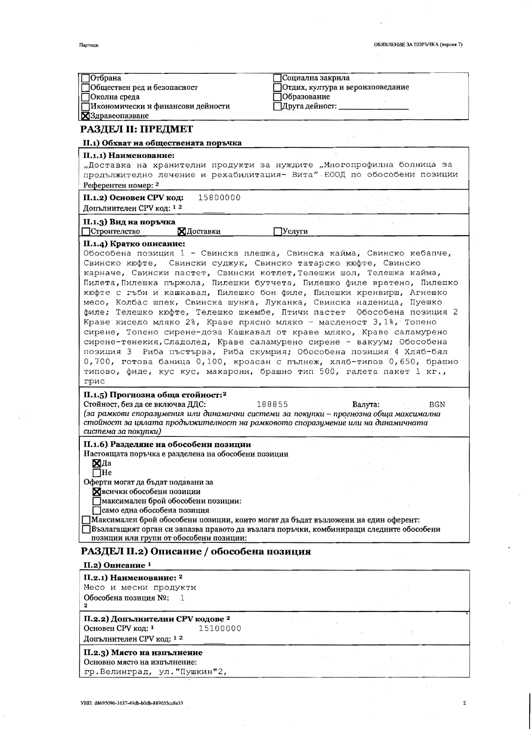- [ ] Отбрана
- [ ] Обществен ред и безопасност
- [ ] Околна среда
- [ ] Икономически и финансови дейности
- [x] Здравеопазване
- [ ] Социална закрила
- [ ] Отдих, култура и вероизповедание
- [ ] Образование
- [ ] Друга дейност: \_\_\_\_\_\_\_\_\_\_\_\_\_\_\_

## РАЗДЕЛ II: ПРЕДМЕТ

### II.1) Обхват на обществената поръчка

**II.1.1) Наименование:**
„Доставка на хранителни продукти за нуждите „Многопрофилна болница за продължително лечение и рехабилитация- Вита" ЕООД по обособени позиции
Референтен номер: [2]

**II.1.2) Основен CPV код:** 15800000
Допълнителен CPV код: [1] [2]

**II.1.3) Вид на поръчка**
- [ ] Строителство
- [x] Доставки
- [ ] Услуги

**II.1.4) Кратко описание:**
Обособена позиция 1 - Свинска плешка, Свинска кайма, Свинско кебапче, Свинско кюфте, Свински суджук, Свинско татарско кюфте, Свинско карначе, Свински пастет, Свински котлет,Телешки шол, Телешка кайма, Пилета,Пилешка пържола, Пилешки бутчета, Пилешко филе вретено, Пилешко кюфте с гъби и кашкавал, Пилешко бон филе, Пилешки кренвирш, Агнешко месо, Колбас шпек, Свинска шунка, Луканка, Свинска наденица, Пуешко филе; Телешко кюфте, Телешко шкембе, Птичи пастет Обособена позиция 2 Краве кисело мляко 2%, Краве прясно мляко - масленост 3,1%, Топено сирене, Топено сирене-доза Кашкавал от краве мляко, Краве саламурено сирене-тенекия,Сладолед, Краве саламурено сирене - вакуум; Обособена позиция 3 Риба пъстърва, Риба скумрия; Обособена позиция 4 Хляб-бял 0,700, готова баница 0,100, кроасан с пълнеж, хляб-типов 0,650, брашно типово, фиде, кус кус, макарони, брашно тип 500, галета пакет 1 кг., грис

**II.1.5) Прогнозна обща стойност:[2]**
Стойност, без да се включва ДДС: 188855 Валута: BGN
*(за рамкови споразумения или динамични системи за покупки – прогнозна обща максимална стойност за цялата продължителност на рамковото споразумение или на динамичната система за покупки)*

**II.1.6) Разделяне на обособени позиции**
Настоящата поръчка е разделена на обособени позиции
- [x] Да
- [ ] Не

Оферти могат да бъдат подавани за
- [x] всички обособени позиции
- [ ] максимален брой обособени позиции:
- [ ] само една обособена позиция

- [ ] Максимален брой обособени позиции, които могат да бъдат възложени на един оферент:
- [ ] Възлагащият орган си запазва правото да възлага поръчки, комбиниращи следните обособени позиции или групи от обособени позиции:

## РАЗДЕЛ II.2) Описание / обособена позиция

### II.2) Описание [1]

**II.2.1) Наименование: [2]**
Месо и месни продукти
Обособена позиция №: 1
[2]

**II.2.2) Допълнителни CPV кодове [2]**
Основен CPV код: [1] 15100000
Допълнителен CPV код: [1] [2]

**II.2.3) Място на изпълнение**
Основно място на изпълнение:
гр.Велинград, ул."Пушкин"2,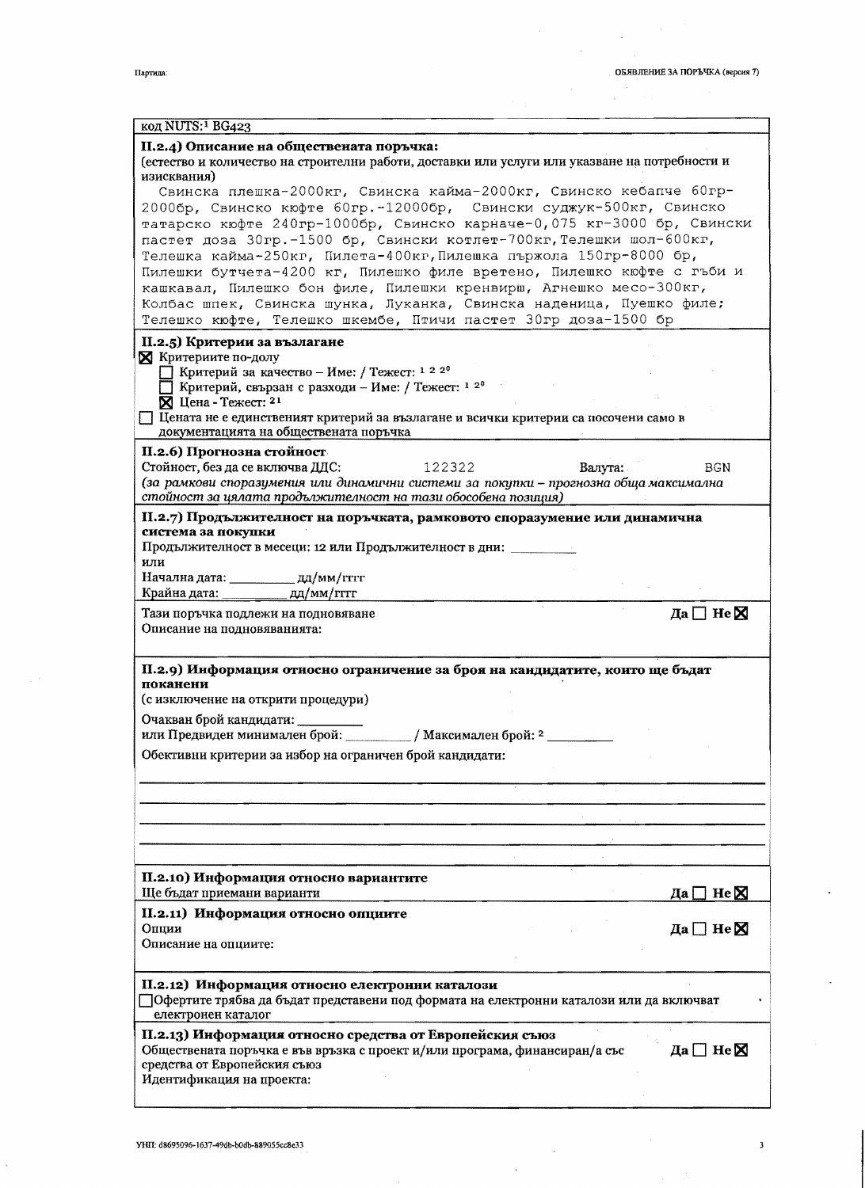код NUTS:[1] BG423

**II.2.4) Описание на обществената поръчка:**
(естество и количество на строителни работи, доставки или услуги или указване на потребности и изисквания)

Свинска плешка-2000кг, Свинска кайма-2000кг, Свинско кебапче 60гр-2000бр, Свинско кюфте 60гр.-12000бр, Свински суджук-500кг, Свинско татарско кюфте 240гр-1000бр, Свинско карначе-0,075 кг-3000 бр, Свински пастет доза 30гр.-1500 бр, Свински котлет-700кг,Телешки шол-600кг, Телешка кайма-250кг, Пилета-400кг,Пилешка пържола 150гр-8000 бр, Пилешки бутчета-4200 кг, Пилешко филе вретено, Пилешко кюфте с гъби и кашкавал, Пилешко бон филе, Пилешки кренвирш, Агнешко месо-300кг, Колбас шпек, Свинска шунка, Луканка, Свинска наденица, Пуешко филе; Телешко кюфте, Телешко шкембе, Птичи пастет 30гр доза-1500 бр

**II.2.5) Критерии за възлагане**

☒ Критериите по-долу

☐ Критерий за качество – Име: / Тежест: [1 2 20]

☐ Критерий, свързан с разходи – Име: / Тежест: [1 20]

☒ Цена - Тежест: [21]

☐ Цената не е единственият критерий за възлагане и всички критерии са посочени само в документацията на обществената поръчка

**II.2.6) Прогнозна стойност**

Стойност, без да се включва ДДС: 122322 Валута: BGN

*(за рамкови споразумения или динамични системи за покупки – прогнозна обща максимална стойност за цялата продължителност на тази обособена позиция)*

**II.2.7) Продължителност на поръчката, рамковото споразумение или динамична система за покупки**

Продължителност в месеци: 12 или Продължителност в дни: \_\_\_\_\_\_\_\_

или

Начална дата: \_\_\_\_\_\_\_\_ дд/мм/гггг

Крайна дата: \_\_\_\_\_\_\_\_ дд/мм/гггг

Тази поръчка подлежи на подновяване Да ☐ Не ☒

Описание на подновяванията:

**II.2.9) Информация относно ограничение за броя на кандидатите, които ще бъдат поканени**
(с изключение на открити процедури)

Очакван брой кандидати: \_\_\_\_\_\_\_\_

или Предвиден минимален брой: \_\_\_\_\_\_\_\_ / Максимален брой: [2] \_\_\_\_\_\_\_\_

Обективни критерии за избор на ограничен брой кандидати:

**II.2.10) Информация относно вариантите**

Ще бъдат приемани варианти Да ☐ Не ☒

**II.2.11) Информация относно опциите**

Опции Да ☐ Не ☒

Описание на опциите:

**II.2.12) Информация относно електронни каталози**

☐ Офертите трябва да бъдат представени под формата на електронни каталози или да включват електронен каталог

**II.2.13) Информация относно средства от Европейския съюз**

Обществената поръчка е във връзка с проект и/или програма, финансиран/а със средства от Европейския съюз Да ☐ Не ☒

Идентификация на проекта: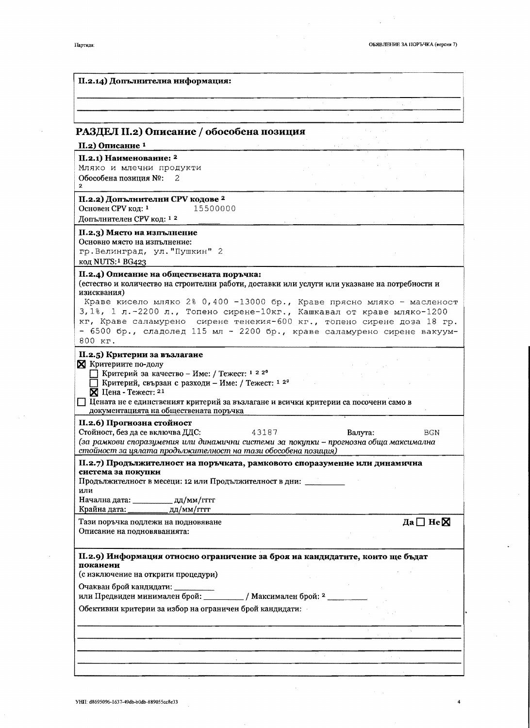**II.2.14) Допълнителна информация:**

## РАЗДЕЛ II.2) Описание / обособена позиция

**II.2) Описание** [1]

**II.2.1) Наименование:** [2]

Мляко и млечни продукти

Обособена позиция №: 2

[2]

**II.2.2) Допълнителни CPV кодове** [2]

Основен CPV код: [1] 15500000

Допълнителен CPV код: [1] [2]

**II.2.3) Място на изпълнение**

Основно място на изпълнение:

гр.Велинград, ул."Пушкин" 2

код NUTS:[1] BG423

**II.2.4) Описание на обществената поръчка:**

(естество и количество на строителни работи, доставки или услуги или указване на потребности и изисквания)

Краве кисело мляко 2% 0,400 -13000 бр., Краве прясно мляко - масленост 3,1%, 1 л.-2200 л., Топено сирене-10кг., Кашкавал от краве мляко-1200 кг, Краве саламурено сирене тенекия-600 кг., топено сирене доза 18 гр. - 6500 бр., сладолед 115 мл - 2200 бр., краве саламурено сирене вакуум-800 кг.

**II.2.5) Критерии за възлагане**

☒ Критериите по-долу

☐ Критерий за качество – Име: / Тежест: [1] [2] [20]

☐ Критерий, свързан с разходи – Име: / Тежест: [1] [20]

☒ Цена - Тежест: [21]

☐ Цената не е единственият критерий за възлагане и всички критерии са посочени само в документацията на обществената поръчка

**II.2.6) Прогнозна стойност**

Стойност, без да се включва ДДС: 43187 Валута: BGN

*(за рамкови споразумения или динамични системи за покупки – прогнозна обща максимална стойност за цялата продължителност на тази обособена позиция)*

**II.2.7) Продължителност на поръчката, рамковото споразумение или динамична система за покупки**

Продължителност в месеци: 12 или Продължителност в дни: ________

или

Начална дата: ________ дд/мм/гггг

Крайна дата: ________ дд/мм/гггг

Тази поръчка подлежи на подновяване Да ☐ Не ☒

Описание на подновяванията:

**II.2.9) Информация относно ограничение за броя на кандидатите, които ще бъдат поканени**

(с изключение на открити процедури)

Очакван брой кандидати: ________

или Предвиден минимален брой: ________ / Максимален брой: [2] ________

Обективни критерии за избор на ограничен брой кандидати: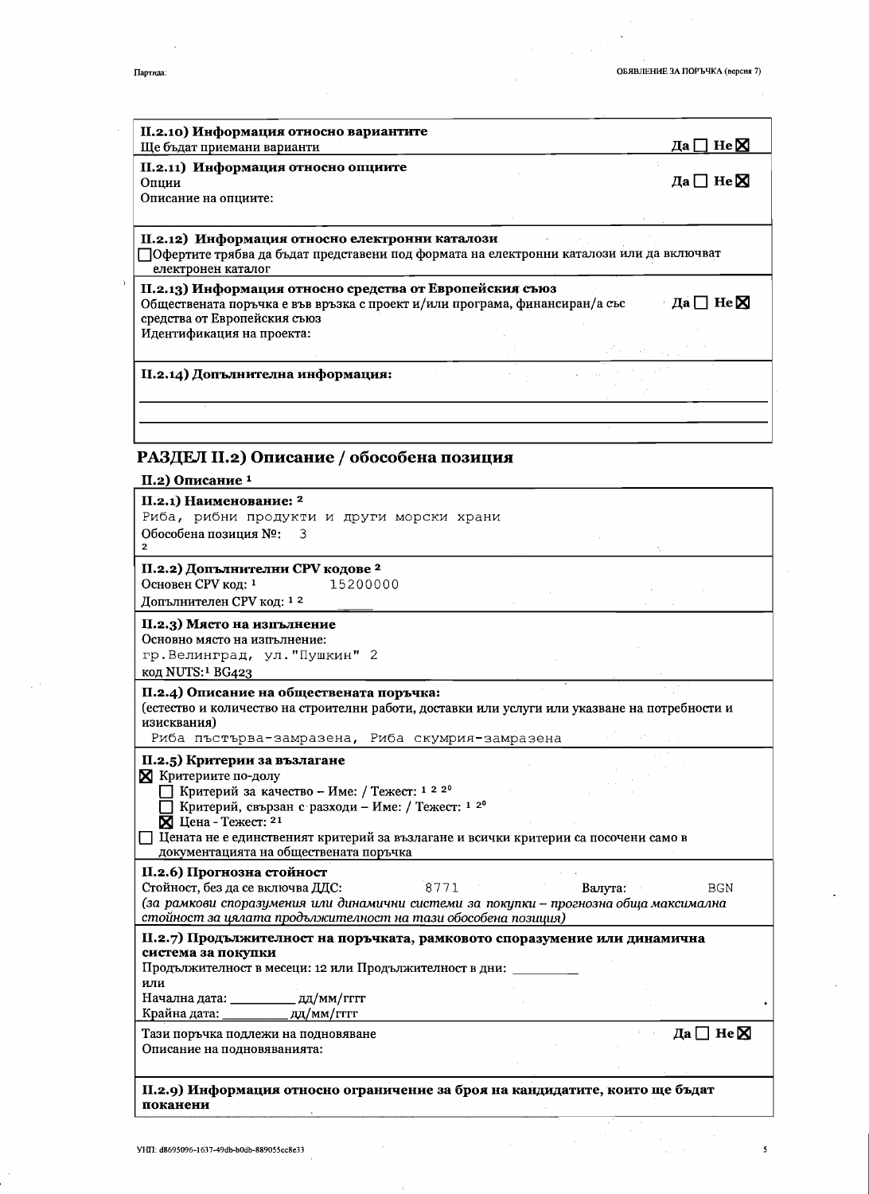**II.2.10) Информация относно вариантите**
Ще бъдат приемани варианти Да ☐ Не ☒

**II.2.11) Информация относно опциите**
Опции Да ☐ Не ☒
Описание на опциите:

**II.2.12) Информация относно електронни каталози**
☐ Офертите трябва да бъдат представени под формата на електронни каталози или да включват електронен каталог

**II.2.13) Информация относно средства от Европейския съюз**
Обществената поръчка е във връзка с проект и/или програма, финансиран/а със средства от Европейския съюз Да ☐ Не ☒
Идентификация на проекта:

**II.2.14) Допълнителна информация:**

## РАЗДЕЛ II.2) Описание / обособена позиция

**II.2) Описание** [1]

**II.2.1) Наименование:** [2]
Риба, рибни продукти и други морски храни
Обособена позиция №: 3
[2]

**II.2.2) Допълнителни CPV кодове** [2]
Основен CPV код: [1] 15200000
Допълнителен CPV код: [1 2]

**II.2.3) Място на изпълнение**
Основно място на изпълнение:
гр.Велинград, ул."Пушкин" 2
код NUTS:[1] BG423

**II.2.4) Описание на обществената поръчка:**
(естество и количество на строителни работи, доставки или услуги или указване на потребности и изисквания)
Риба пъстърва-замразена, Риба скумрия-замразена

**II.2.5) Критерии за възлагане**
☒ Критериите по-долу
☐ Критерий за качество – Име: / Тежест: [1 2 20]
☐ Критерий, свързан с разходи – Име: / Тежест: [1 20]
☒ Цена - Тежест: [21]
☐ Цената не е единственият критерий за възлагане и всички критерии са посочени само в документацията на обществената поръчка

**II.2.6) Прогнозна стойност**
Стойност, без да се включва ДДС: 8771 Валута: BGN
*(за рамкови споразумения или динамични системи за покупки – прогнозна обща максимална стойност за цялата продължителност на тази обособена позиция)*

**II.2.7) Продължителност на поръчката, рамковото споразумение или динамична система за покупки**
Продължителност в месеци: 12 или Продължителност в дни: \_\_\_\_\_\_\_\_\_
или
Начална дата: \_\_\_\_\_\_\_\_\_ дд/мм/гггг
Крайна дата: \_\_\_\_\_\_\_\_\_ дд/мм/гггг

Тази поръчка подлежи на подновяване Да ☐ Не ☒
Описание на подновяванията:

**II.2.9) Информация относно ограничение за броя на кандидатите, които ще бъдат поканени**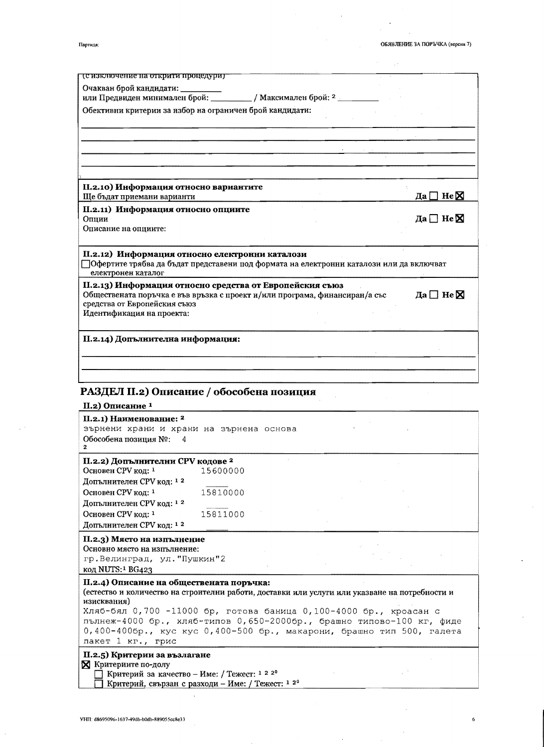(с изключение на открити процедури)

Очакван брой кандидати: __________
или Предвиден минимален брой: __________ / Максимален брой: [2] __________

Обективни критерии за избор на ограничен брой кандидати:

**II.2.10) Информация относно вариантите**
Ще бъдат приемани варианти — Да ☐ Не ☒

**II.2.11) Информация относно опциите**
Опции — Да ☐ Не ☒
Описание на опциите:

**II.2.12) Информация относно електронни каталози**
☐ Офертите трябва да бъдат представени под формата на електронни каталози или да включват електронен каталог

**II.2.13) Информация относно средства от Европейския съюз**
Обществената поръчка е във връзка с проект и/или програма, финансиран/а със средства от Европейския съюз — Да ☐ Не ☒
Идентификация на проекта:

**II.2.14) Допълнителна информация:**

## РАЗДЕЛ II.2) Описание / обособена позиция

**II.2) Описание [1]**

**II.2.1) Наименование: [2]**
зърнени храни и храни на зърнена основа
Обособена позиция №: 4
2

**II.2.2) Допълнителни CPV кодове [2]**

| | |
|---|---|
| Основен CPV код: [1] | 15600000 |
| Допълнителен CPV код: [1 2] | |
| Основен CPV код: [1] | 15810000 |
| Допълнителен CPV код: [1 2] | |
| Основен CPV код: [1] | 15811000 |
| Допълнителен CPV код: [1 2] | |

**II.2.3) Място на изпълнение**
Основно място на изпълнение:
гр.Велинград, ул."Пушкин"2
код NUTS:[1] BG423

**II.2.4) Описание на обществената поръчка:**
(естество и количество на строителни работи, доставки или услуги или указване на потребности и изисквания)
Хляб-бял 0,700 -11000 бр, готова баница 0,100-4000 бр., кроасан с пълнеж-4000 бр., хляб-типов 0,650-2000бр., брашно типово-100 кг, фиде 0,400-400бр., кус кус 0,400-500 бр., макарони, брашно тип 500, галета пакет 1 кг., грис

**II.2.5) Критерии за възлагане**
☒ Критериите по-долу
☐ Критерий за качество – Име: / Тежест: [1 2 20]
☐ Критерий, свързан с разходи – Име: / Тежест: [1 20]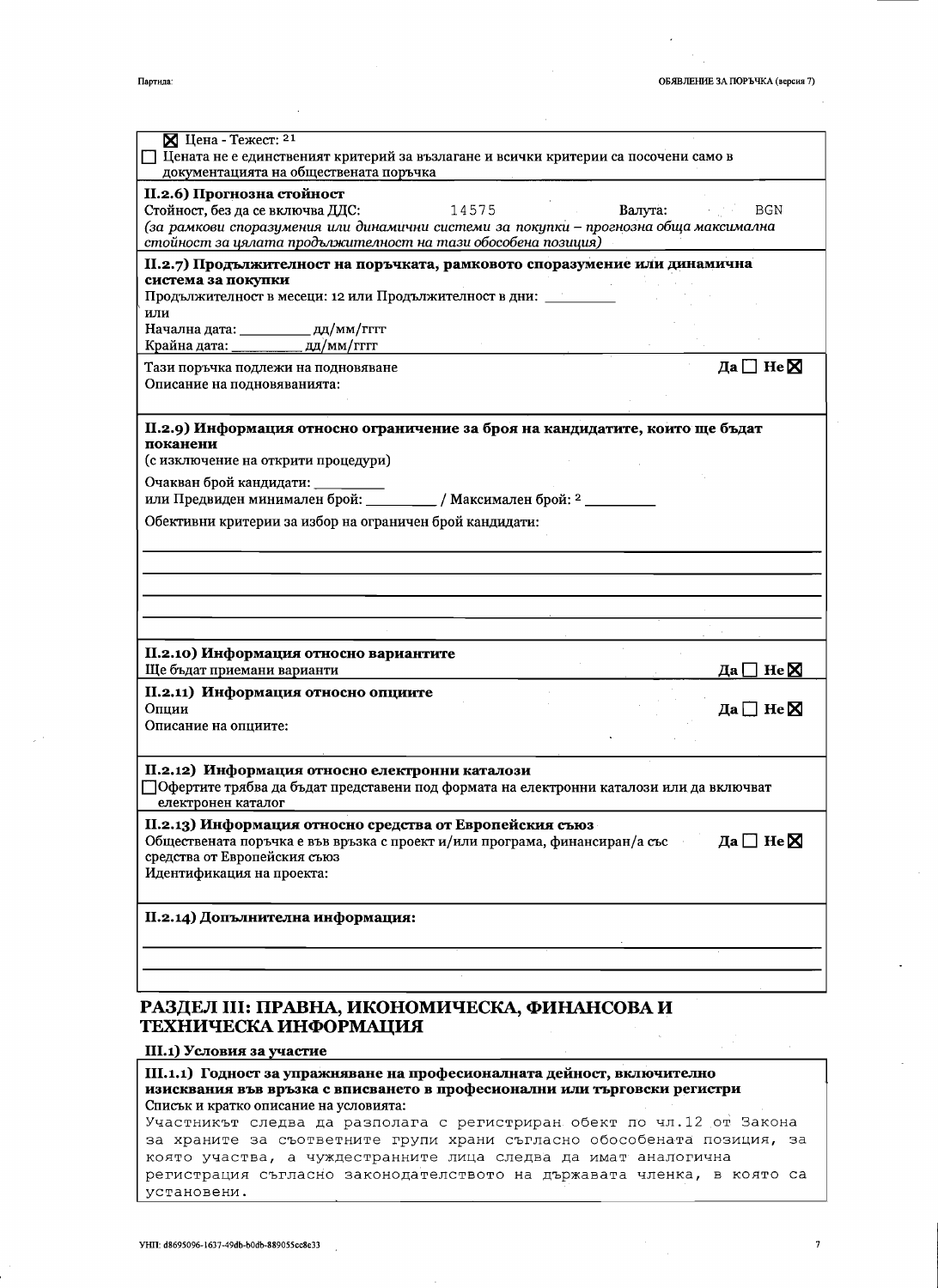☒ Цена - Тежест: [21]

☐ Цената не е единственият критерий за възлагане и всички критерии са посочени само в документацията на обществената поръчка

**II.2.6) Прогнозна стойност**

Стойност, без да се включва ДДС: 14575 Валута: BGN

*(за рамкови споразумения или динамични системи за покупки – прогнозна обща максимална стойност за цялата продължителност на тази обособена позиция)*

**II.2.7) Продължителност на поръчката, рамковото споразумение или динамична система за покупки**

Продължителност в месеци: 12 или Продължителност в дни: ________

или

Начална дата: ________ дд/мм/гггг

Крайна дата: ________ дд/мм/гггг

Тази поръчка подлежи на подновяване — Да ☐ Не ☒

Описание на подновяванията:

**II.2.9) Информация относно ограничение за броя на кандидатите, които ще бъдат поканени**

(с изключение на открити процедури)

Очакван брой кандидати: ________

или Предвиден минимален брой: ________ / Максимален брой: [2] ________

Обективни критерии за избор на ограничен брой кандидати:

**II.2.10) Информация относно вариантите**

Ще бъдат приемани варианти — Да ☐ Не ☒

**II.2.11) Информация относно опциите**

Опции — Да ☐ Не ☒

Описание на опциите:

**II.2.12) Информация относно електронни каталози**

☐ Офертите трябва да бъдат представени под формата на електронни каталози или да включват електронен каталог

**II.2.13) Информация относно средства от Европейския съюз**

Обществената поръчка е във връзка с проект и/или програма, финансиран/а със средства от Европейския съюз — Да ☐ Не ☒

Идентификация на проекта:

**II.2.14) Допълнителна информация:**

## РАЗДЕЛ III: ПРАВНА, ИКОНОМИЧЕСКА, ФИНАНСОВА И ТЕХНИЧЕСКА ИНФОРМАЦИЯ

**III.1) Условия за участие**

**III.1.1) Годност за упражняване на професионалната дейност, включително изисквания във връзка с вписването в професионални или търговски регистри**

Списък и кратко описание на условията:

Участникът следва да разполага с регистриран обект по чл.12 от Закона за храните за съответните групи храни съгласно обособената позиция, за която участва, а чуждестранните лица следва да имат аналогична регистрация съгласно законодателството на държавата членка, в която са установени.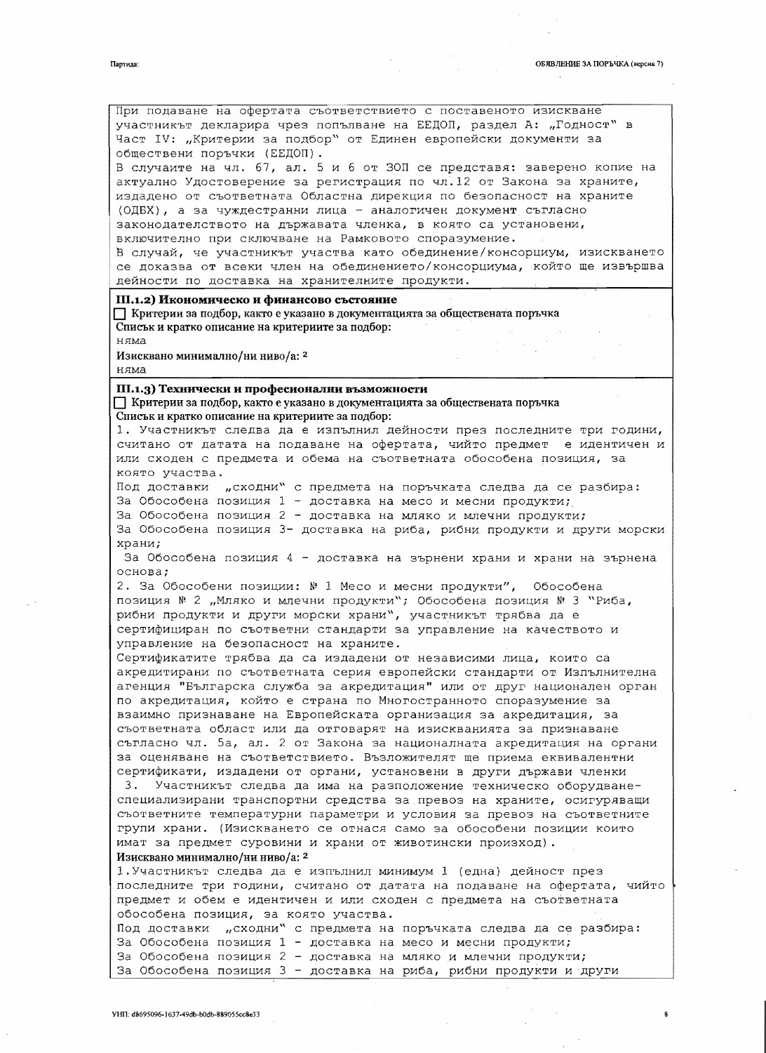При подаване на офертата съответствието с поставеното изискване участникът декларира чрез попълване на ЕЕДОП, раздел А: „Годност" в Част IV: „Критерии за подбор" от Единен европейски документи за обществени поръчки (ЕЕДОП).
В случаите на чл. 67, ал. 5 и 6 от ЗОП се представя: заверено копие на актуално Удостоверение за регистрация по чл.12 от Закона за храните, издадено от съответната Областна дирекция по безопасност на храните (ОДБХ), а за чуждестранни лица – аналогичен документ съгласно законодателството на държавата членка, в която са установени, включително при сключване на Рамковото споразумение.
В случай, че участникът участва като обединение/консорциум, изискването се доказва от всеки член на обединението/консорциума, който ще извършва дейности по доставка на хранителните продукти.

### III.1.2) Икономическо и финансово състояние

☐ Критерии за подбор, както е указано в документацията за обществената поръчка

**Списък и кратко описание на критериите за подбор:**

няма

**Изисквано минимално/ни ниво/а: 2**

няма

### III.1.3) Технически и професионални възможности

☐ Критерии за подбор, както е указано в документацията за обществената поръчка

**Списък и кратко описание на критериите за подбор:**

1. Участникът следва да е изпълнил дейности през последните три години, считано от датата на подаване на офертата, чийто предмет е идентичен и или сходен с предмета и обема на съответната обособена позиция, за която участва.
Под доставки „сходни" с предмета на поръчката следва да се разбира:
За Обособена позиция 1 - доставка на месо и месни продукти;
За Обособена позиция 2 - доставка на мляко и млечни продукти;
За Обособена позиция 3- доставка на риба, рибни продукти и други морски храни;
За Обособена позиция 4 - доставка на зърнени храни и храни на зърнена основа;
2. За Обособени позиции: № 1 Месо и месни продукти", Обособена позиция № 2 „Мляко и млечни продукти"; Обособена позиция № 3 "Риба, рибни продукти и други морски храни", участникът трябва да е сертифициран по съответни стандарти за управление на качеството и управление на безопасност на храните.
Сертификатите трябва да са издадени от независими лица, които са акредитирани по съответната серия европейски стандарти от Изпълнителна агенция "Българска служба за акредитация" или от друг национален орган по акредитация, който е страна по Многостранното споразумение за взаимно признаване на Европейската организация за акредитация, за съответната област или да отговарят на изискванията за признаване съгласно чл. 5а, ал. 2 от Закона за националната акредитация на органи за оценяване на съответствието. Възложителят ще приема еквивалентни сертификати, издадени от органи, установени в други държави членки
3. Участникът следва да има на разположение техническо оборудване-специализирани транспортни средства за превоз на храните, осигуряващи съответните температурни параметри и условия за превоз на съответните групи храни. (Изискването се отнася само за обособени позиции които имат за предмет суровини и храни от животински произход).

**Изисквано минимално/ни ниво/а: 2**

1.Участникът следва да е изпълнил минимум 1 (една) дейност през последните три години, считано от датата на подаване на офертата, чийто предмет и обем е идентичен и или сходен с предмета на съответната обособена позиция, за която участва.
Под доставки „сходни" с предмета на поръчката следва да се разбира:
За Обособена позиция 1 - доставка на месо и месни продукти;
За Обособена позиция 2 - доставка на мляко и млечни продукти;
За Обособена позиция 3 - доставка на риба, рибни продукти и други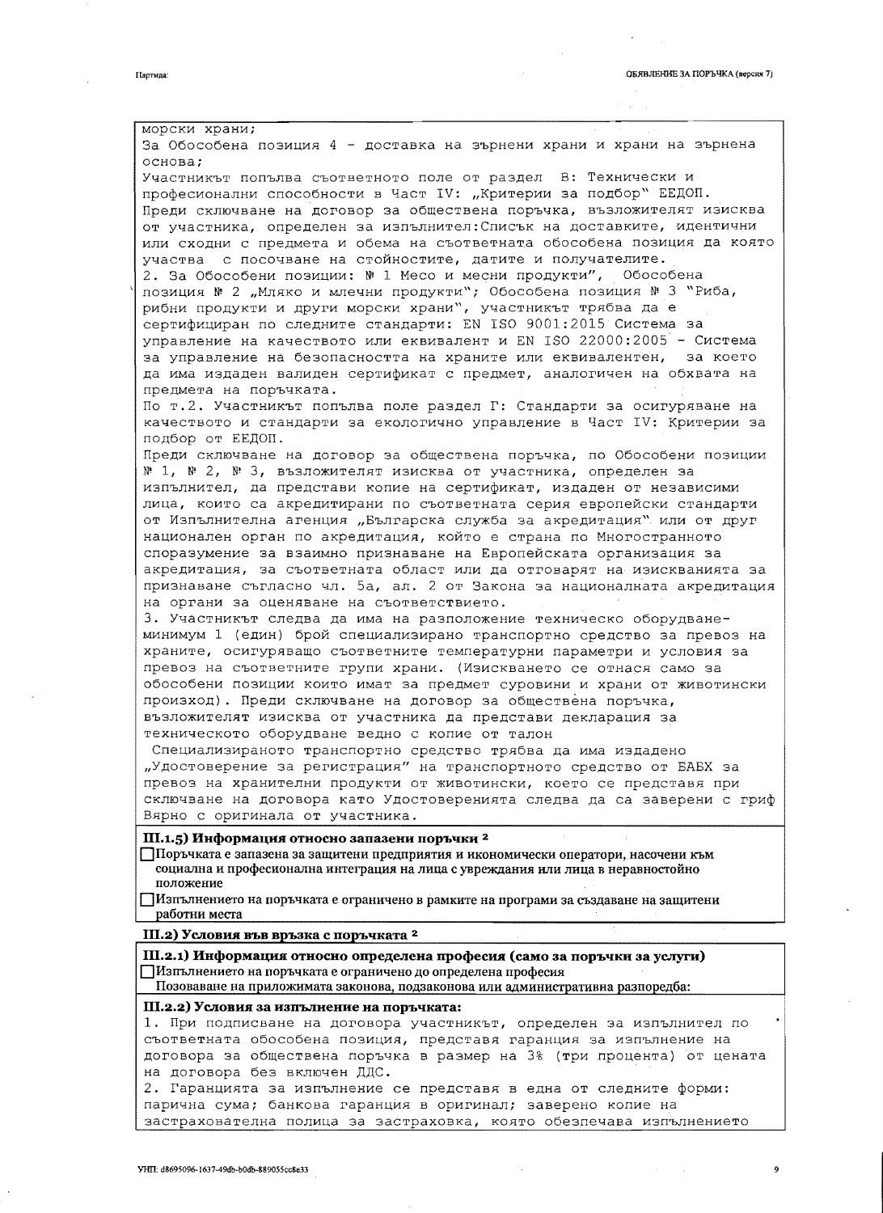морски храни;
За Обособена позиция 4 - доставка на зърнени храни и храни на зърнена основа;
Участникът попълва съответното поле от раздел В: Технически и професионални способности в Част IV: „Критерии за подбор" ЕЕДОП.
Преди сключване на договор за обществена поръчка, възложителят изисква от участника, определен за изпълнител:Списък на доставките, идентични или сходни с предмета и обема на съответната обособена позиция да която участва с посочване на стойностите, датите и получателите.
2. За Обособени позиции: № 1 Месо и месни продукти", Обособена позиция № 2 „Мляко и млечни продукти"; Обособена позиция № 3 "Риба, рибни продукти и други морски храни", участникът трябва да е сертифициран по следните стандарти: EN ISO 9001:2015 Система за управление на качеството или еквивалент и EN ISO 22000:2005 - Система за управление на безопасността на храните или еквивалентен, за което да има издаден валиден сертификат с предмет, аналогичен на обхвата на предмета на поръчката.
По т.2. Участникът попълва поле раздел Г: Стандарти за осигуряване на качеството и стандарти за екологично управление в Част IV: Критерии за подбор от ЕЕДОП.
Преди сключване на договор за обществена поръчка, по Обособени позиции № 1, № 2, № 3, възложителят изисква от участника, определен за изпълнител, да представи копие на сертификат, издаден от независими лица, които са акредитирани по съответната серия европейски стандарти от Изпълнителна агенция „Българска служба за акредитация" или от друг национален орган по акредитация, който е страна по Многостранното споразумение за взаимно признаване на Европейската организация за акредитация, за съответната област или да отговарят на изискванията за признаване съгласно чл. 5а, ал. 2 от Закона за националната акредитация на органи за оценяване на съответствието.
3. Участникът следва да има на разположение техническо оборудване- минимум 1 (един) брой специализирано транспортно средство за превоз на храните, осигуряващо съответните температурни параметри и условия за превоз на съответните групи храни. (Изискването се отнася само за обособени позиции които имат за предмет суровини и храни от животински произход). Преди сключване на договор за обществена поръчка, възложителят изисква от участника да представи декларация за техническото оборудване ведно с копие от талон
Специализираното транспортно средство трябва да има издадено „Удостоверение за регистрация" на транспортното средство от БАБХ за превоз на хранителни продукти от животински, което се представя при сключване на договора като Удостоверенията следва да са заверени с гриф Вярно с оригинала от участника.

**III.1.5) Информация относно запазени поръчки** [2]

☐ Поръчката е запазена за защитени предприятия и икономически оператори, насочени към социална и професионална интеграция на лица с увреждания или лица в неравностойно положение

☐ Изпълнението на поръчката е ограничено в рамките на програми за създаване на защитени работни места

**III.2) Условия във връзка с поръчката** [2]

**III.2.1) Информация относно определена професия (само за поръчки за услуги)**

☐ Изпълнението на поръчката е ограничено до определена професия

Позоваване на приложимата законова, подзаконова или административна разпоредба:

**III.2.2) Условия за изпълнение на поръчката:**

1. При подписване на договора участникът, определен за изпълнител по съответната обособена позиция, представя гаранция за изпълнение на договора за обществена поръчка в размер на 3% (три процента) от цената на договора без включен ДДС.
2. Гаранцията за изпълнение се представя в една от следните форми: парична сума; банкова гаранция в оригинал; заверено копие на застрахователна полица за застраховка, която обезпечава изпълнението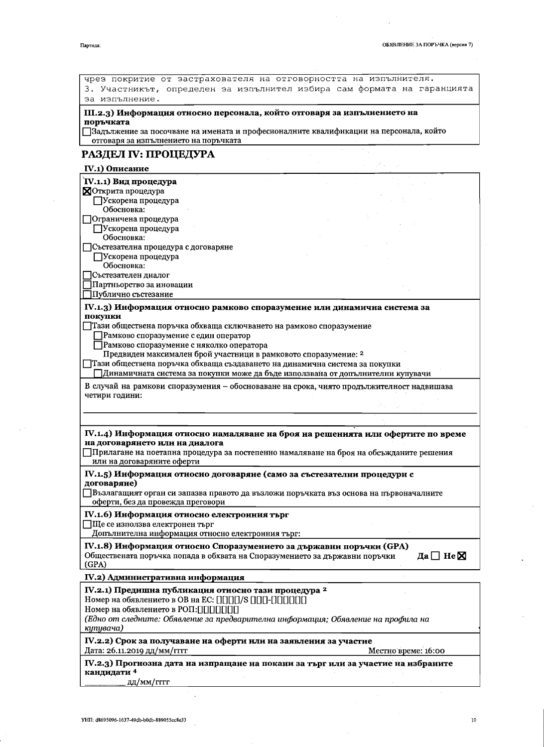чрез покритие от застрахователя на отговорността на изпълнителя.
3. Участникът, определен за изпълнител избира сам формата на гаранцията за изпълнение.

**III.2.3) Информация относно персонала, който отговаря за изпълнението на поръчката**

☐Задължение за посочване на имената и професионалните квалификации на персонала, който отговаря за изпълнението на поръчката

## РАЗДЕЛ IV: ПРОЦЕДУРА

### IV.1) Описание

**IV.1.1) Вид процедура**

☒Открита процедура
☐Ускорена процедура
Обосновка:
☐Ограничена процедура
☐Ускорена процедура
Обосновка:
☐Състезателна процедура с договаряне
☐Ускорена процедура
Обосновка:
☐Състезателен диалог
☐Партньорство за иновации
☐Публично състезание

**IV.1.3) Информация относно рамково споразумение или динамична система за покупки**

☐Тази обществена поръчка обхваща сключването на рамково споразумение
☐Рамково споразумение с един оператор
☐Рамково споразумение с няколко оператора
Предвиден максимален брой участници в рамковото споразумение: [2]
☐Тази обществена поръчка обхваща създаването на динамична система за покупки
☐Динамичната система за покупки може да бъде използвана от допълнителни купувачи

В случай на рамкови споразумения – обосноваване на срока, чиято продължителност надвишава четири години:

**IV.1.4) Информация относно намаляване на броя на решенията или офертите по време на договарянето или на диалога**

☐Прилагане на поетапна процедура за постепенно намаляване на броя на обсъжданите решения или на договаряните оферти

**IV.1.5) Информация относно договаряне (само за състезателни процедури с договаряне)**

☐Възлагащият орган си запазва правото да възложи поръчката въз основа на първоначалните оферти, без да провежда преговори

**IV.1.6) Информация относно електронния търг**

☐Ще се използва електронен търг
Допълнителна информация относно електронния търг:

**IV.1.8) Информация относно Споразумението за държавни поръчки (GPA)**

Обществената поръчка попада в обхвата на Споразумението за държавни поръчки (GPA) Да ☐ Не ☒

### IV.2) Административна информация

**IV.2.1) Предишна публикация относно тази процедура [2]**

Номер на обявлението в ОВ на ЕС: [][][][]/S [][][]-[][][][][][]
Номер на обявлението в РОП:[][][][][][][][]
*(Едно от следните: Обявление за предварителна информация; Обявление на профила на купувача)*

**IV.2.2) Срок за получаване на оферти или на заявления за участие**

Дата: 26.11.2019 дд/мм/гггг Местно време: 16:00

**IV.2.3) Прогнозна дата на изпращане на покани за търг или за участие на избраните кандидати [4]**

________ дд/мм/гггг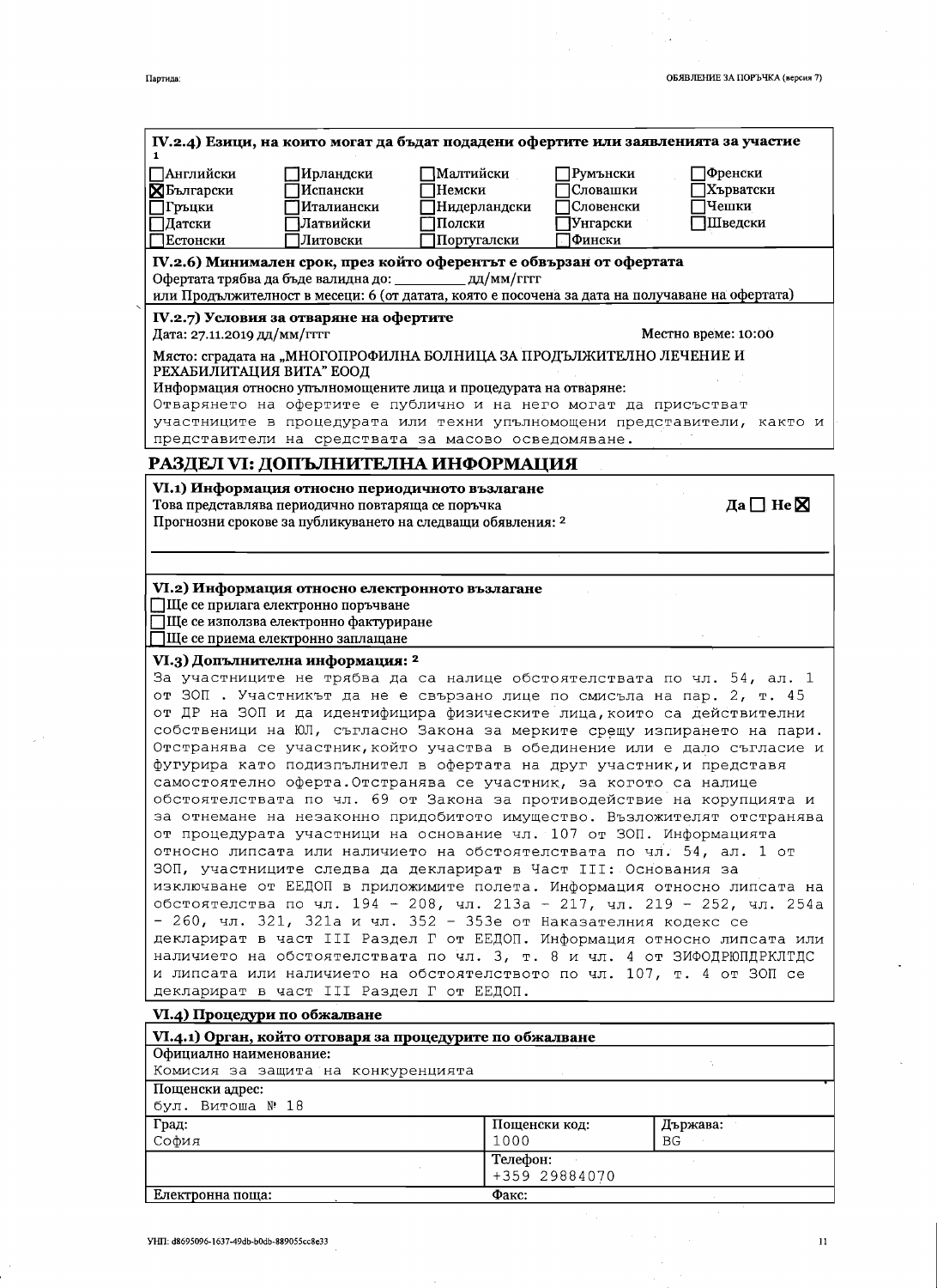### IV.2.4) Езици, на които могат да бъдат подадени офертите или заявленията за участие [1]

| | | | | |
|---|---|---|---|---|
| ☐Английски | ☐Ирландски | ☐Малтийски | ☐Румънски | ☐Френски |
| ☒Български | ☐Испански | ☐Немски | ☐Словашки | ☐Хърватски |
| ☐Гръцки | ☐Италиански | ☐Нидерландски | ☐Словенски | ☐Чешки |
| ☐Датски | ☐Латвийски | ☐Полски | ☐Унгарски | ☐Шведски |
| ☐Естонски | ☐Литовски | ☐Португалски | ☐Фински | |

### IV.2.6) Минимален срок, през който оферентът е обвързан от офертата

Офертата трябва да бъде валидна до: _________ дд/мм/гггг

или Продължителност в месеци: 6 (от датата, която е посочена за дата на получаване на офертата)

### IV.2.7) Условия за отваряне на офертите

Дата: 27.11.2019 дд/мм/гггг Местно време: 10:00

Място: сградата на „МНОГОПРОФИЛНА БОЛНИЦА ЗА ПРОДЪЛЖИТЕЛНО ЛЕЧЕНИЕ И РЕХАБИЛИТАЦИЯ ВИТА" ЕООД

Информация относно упълномощените лица и процедурата на отваряне:

Отварянето на офертите е публично и на него могат да присъстват участниците в процедурата или техни упълномощени представители, както и представители на средствата за масово осведомяване.

## РАЗДЕЛ VI: ДОПЪЛНИТЕЛНА ИНФОРМАЦИЯ

### VI.1) Информация относно периодичното възлагане

Това представлява периодично повтаряща се поръчка Да ☐ Не ☒

Прогнозни срокове за публикуването на следващи обявления: [2]

### VI.2) Информация относно електронното възлагане

☐Ще се прилага електронно поръчване

☐Ще се използва електронно фактуриране

☐Ще се приема електронно заплащане

### VI.3) Допълнителна информация: [2]

За участниците не трябва да са налице обстоятелствата по чл. 54, ал. 1 от ЗОП . Участникът да не е свързано лице по смисъла на пар. 2, т. 45 от ДР на ЗОП и да идентифицира физическите лица,които са действителни собственици на ЮЛ, съгласно Закона за мерките срещу изпирането на пари. Отстранява се участник,който участва в обединение или е дало съгласие и фугурира като подизпълнител в офертата на друг участник,и представя самостоятелно оферта.Отстранява се участник, за когото са налице обстоятелствата по чл. 69 от Закона за противодействие на корупцията и за отнемане на незаконно придобитото имущество. Възложителят отстранява от процедурата участници на основание чл. 107 от ЗОП. Информацията относно липсата или наличието на обстоятелствата по чл. 54, ал. 1 от ЗОП, участниците следва да декларират в Част III: Основания за изключване от ЕЕДОП в приложимите полета. Информация относно липсата на обстоятелства по чл. 194 - 208, чл. 213а - 217, чл. 219 - 252, чл. 254а - 260, чл. 321, 321а и чл. 352 - 353е от Наказателния кодекс се декларират в част III Раздел Г от ЕЕДОП. Информация относно липсата или наличието на обстоятелствата по чл. 3, т. 8 и чл. 4 от ЗИФОДРЮПДРКЛТДС и липсата или наличието на обстоятелството по чл. 107, т. 4 от ЗОП се декларират в част III Раздел Г от ЕЕДОП.

### VI.4) Процедури по обжалване

#### VI.4.1) Орган, който отговаря за процедурите по обжалване

| | | |
|---|---|---|
| Официално наименование: Комисия за защита на конкуренцията | | |
| Пощенски адрес: бул. Витоша № 18 | | |
| Град: София | Пощенски код: 1000 | Държава: BG |
| | Телефон: +359 29884070 | |
| Електронна поща: | Факс: | |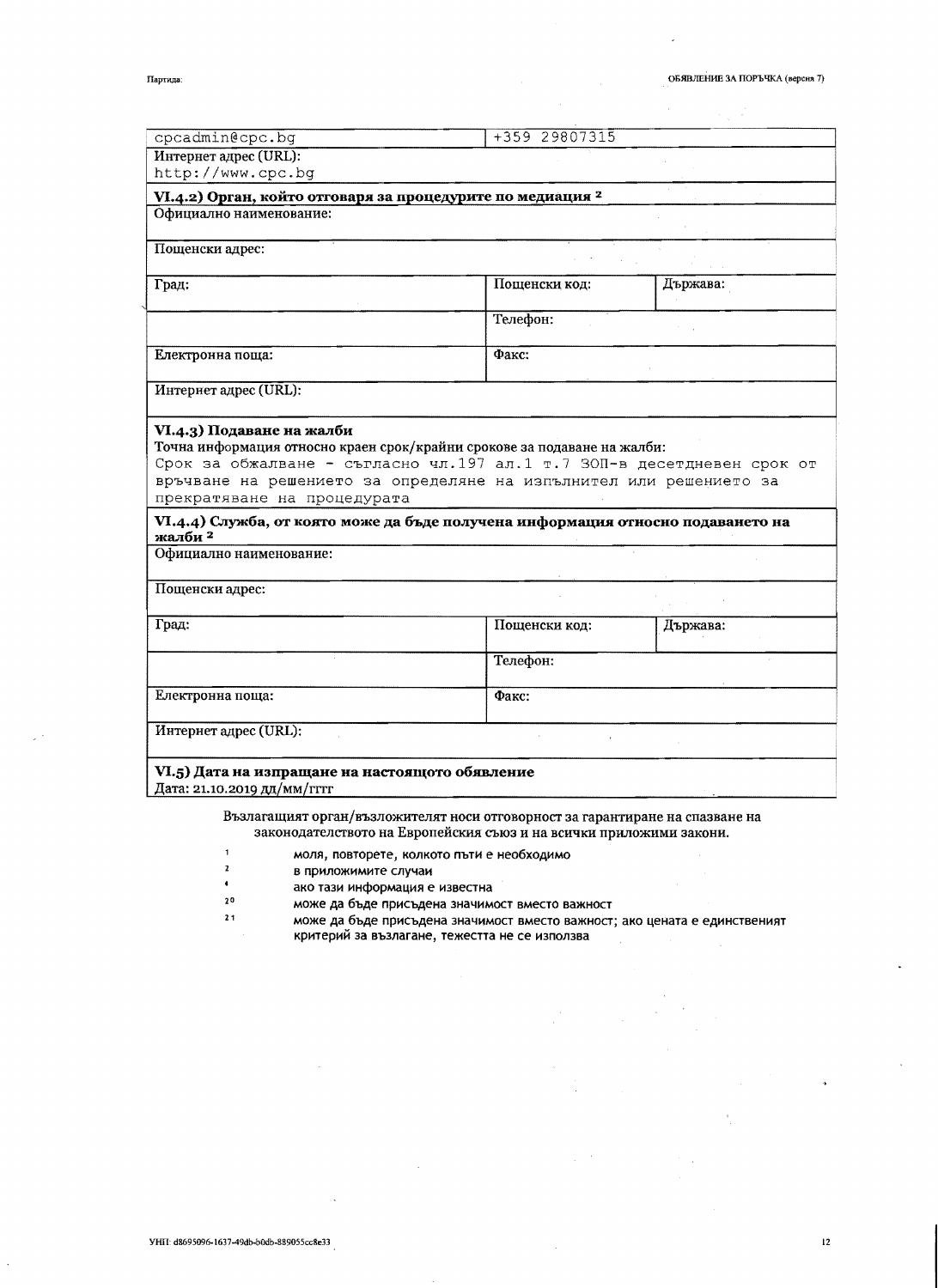| | |
|---|---|
| cpcadmin@cpc.bg | +359 29807315 |
| Интернет адрес (URL): http://www.cpc.bg | |

**VI.4.2) Орган, който отговаря за процедурите по медиация [2]**

| | | |
|---|---|---|
| Официално наименование: | | |
| Пощенски адрес: | | |
| Град: | Пощенски код: | Държава: |
| | Телефон: | |
| Електронна поща: | Факс: | |
| Интернет адрес (URL): | | |

**VI.4.3) Подаване на жалби**

Точна информация относно краен срок/крайни срокове за подаване на жалби:

Срок за обжалване - съгласно чл.197 ал.1 т.7 ЗОП-в десетдневен срок от връчване на решението за определяне на изпълнител или решението за прекратяване на процедурата

**VI.4.4) Служба, от която може да бъде получена информация относно подаването на жалби [2]**

| | | |
|---|---|---|
| Официално наименование: | | |
| Пощенски адрес: | | |
| Град: | Пощенски код: | Държава: |
| | Телефон: | |
| Електронна поща: | Факс: | |
| Интернет адрес (URL): | | |

**VI.5) Дата на изпращане на настоящото обявление**

Дата: 21.10.2019 дд/мм/гггг

Възлагащият орган/възложителят носи отговорност за гарантиране на спазване на законодателството на Европейския съюз и на всички приложими закони.

[1] моля, повторете, колкото пъти е необходимо

[2] в приложимите случаи

[4] ако тази информация е известна

[20] може да бъде присъдена значимост вместо важност

[21] може да бъде присъдена значимост вместо важност; ако цената е единственият критерий за възлагане, тежестта не се използва